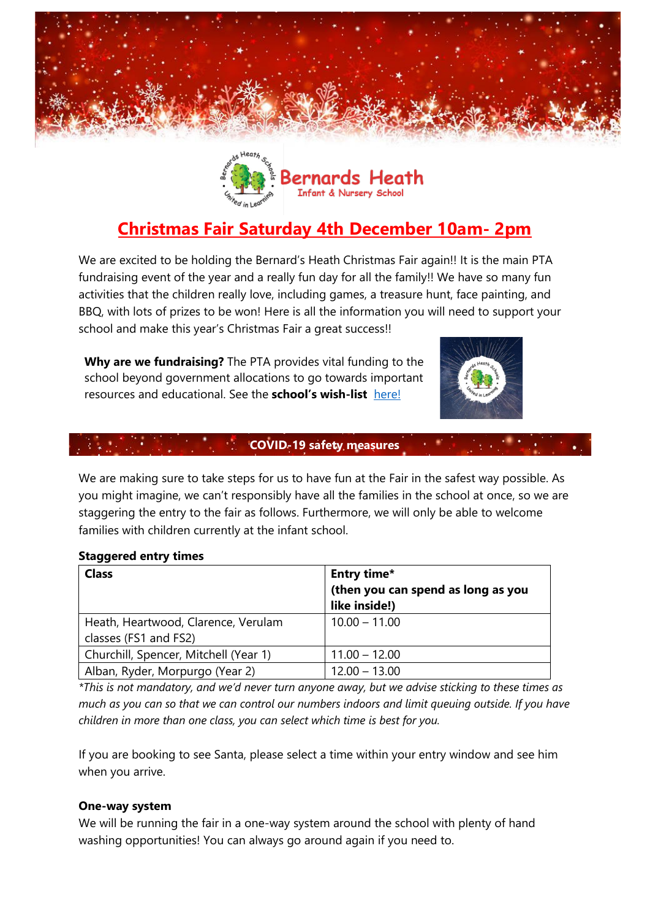Bernards Heath
Infant & Nursery School

# Christmas Fair Saturday 4th December 10am- 2pm

We are excited to be holding the Bernard's Heath Christmas Fair again!! It is the main PTA fundraising event of the year and a really fun day for all the family!! We have so many fun activities that the children really love, including games, a treasure hunt, face painting, and BBQ, with lots of prizes to be won! Here is all the information you will need to support your school and make this year's Christmas Fair a great success!!

**Why are we fundraising?** The PTA provides vital funding to the school beyond government allocations to go towards important resources and educational. See the **school's wish-list** here!

## COVID-19 safety measures

We are making sure to take steps for us to have fun at the Fair in the safest way possible. As you might imagine, we can't responsibly have all the families in the school at once, so we are staggering the entry to the fair as follows. Furthermore, we will only be able to welcome families with children currently at the infant school.

**Staggered entry times**

| Class | Entry time* (then you can spend as long as you like inside!) |
|---|---|
| Heath, Heartwood, Clarence, Verulam classes (FS1 and FS2) | 10.00 – 11.00 |
| Churchill, Spencer, Mitchell (Year 1) | 11.00 – 12.00 |
| Alban, Ryder, Morpurgo (Year 2) | 12.00 – 13.00 |

*\*This is not mandatory, and we'd never turn anyone away, but we advise sticking to these times as much as you can so that we can control our numbers indoors and limit queuing outside. If you have children in more than one class, you can select which time is best for you.*

If you are booking to see Santa, please select a time within your entry window and see him when you arrive.

**One-way system**

We will be running the fair in a one-way system around the school with plenty of hand washing opportunities! You can always go around again if you need to.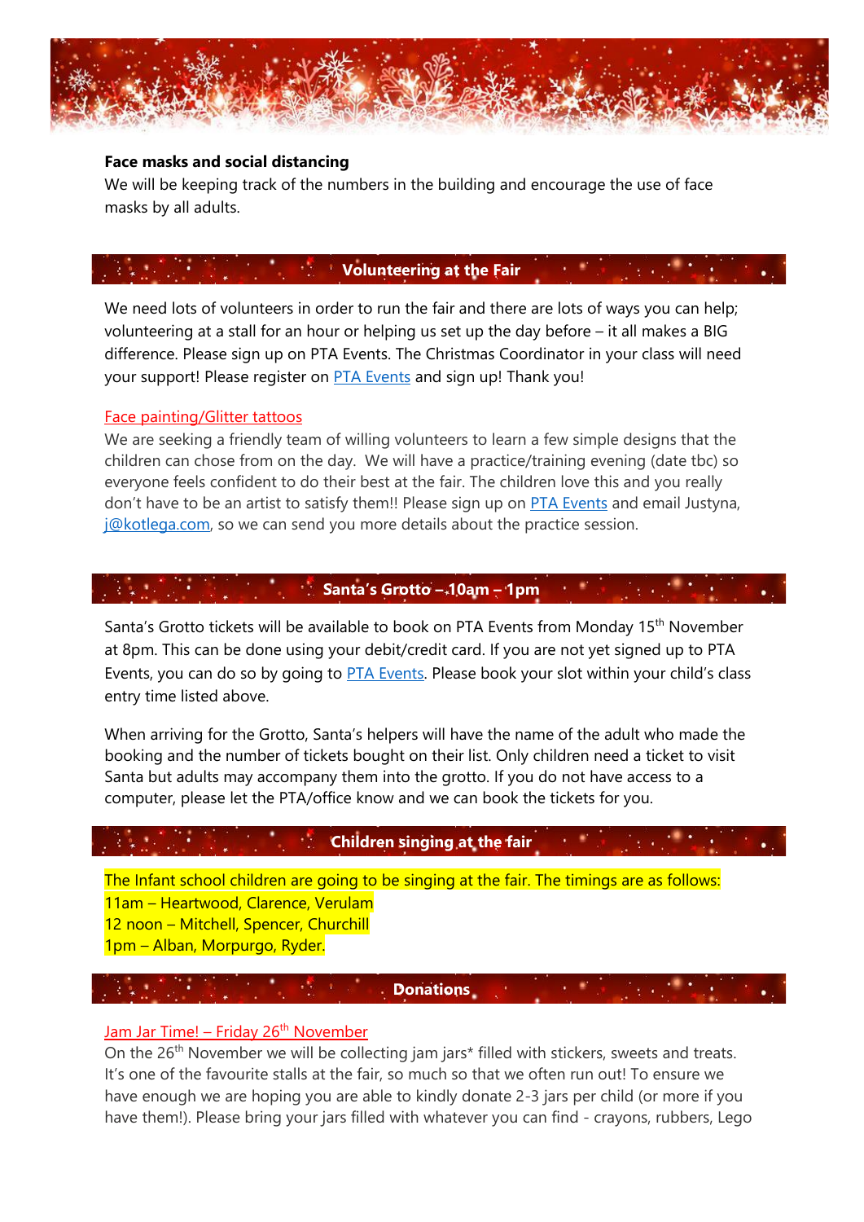**Face masks and social distancing**

We will be keeping track of the numbers in the building and encourage the use of face masks by all adults.

## Volunteering at the Fair

We need lots of volunteers in order to run the fair and there are lots of ways you can help; volunteering at a stall for an hour or helping us set up the day before – it all makes a BIG difference. Please sign up on PTA Events. The Christmas Coordinator in your class will need your support! Please register on PTA Events and sign up! Thank you!

### Face painting/Glitter tattoos

We are seeking a friendly team of willing volunteers to learn a few simple designs that the children can chose from on the day. We will have a practice/training evening (date tbc) so everyone feels confident to do their best at the fair. The children love this and you really don't have to be an artist to satisfy them!! Please sign up on PTA Events and email Justyna, j@kotlega.com, so we can send you more details about the practice session.

## Santa's Grotto – 10am – 1pm

Santa's Grotto tickets will be available to book on PTA Events from Monday 15th November at 8pm. This can be done using your debit/credit card. If you are not yet signed up to PTA Events, you can do so by going to PTA Events. Please book your slot within your child's class entry time listed above.

When arriving for the Grotto, Santa's helpers will have the name of the adult who made the booking and the number of tickets bought on their list. Only children need a ticket to visit Santa but adults may accompany them into the grotto. If you do not have access to a computer, please let the PTA/office know and we can book the tickets for you.

## Children singing at the fair

The Infant school children are going to be singing at the fair. The timings are as follows:
11am – Heartwood, Clarence, Verulam
12 noon – Mitchell, Spencer, Churchill
1pm – Alban, Morpurgo, Ryder.

## Donations

### Jam Jar Time! – Friday 26th November

On the 26th November we will be collecting jam jars* filled with stickers, sweets and treats. It's one of the favourite stalls at the fair, so much so that we often run out! To ensure we have enough we are hoping you are able to kindly donate 2-3 jars per child (or more if you have them!). Please bring your jars filled with whatever you can find - crayons, rubbers, Lego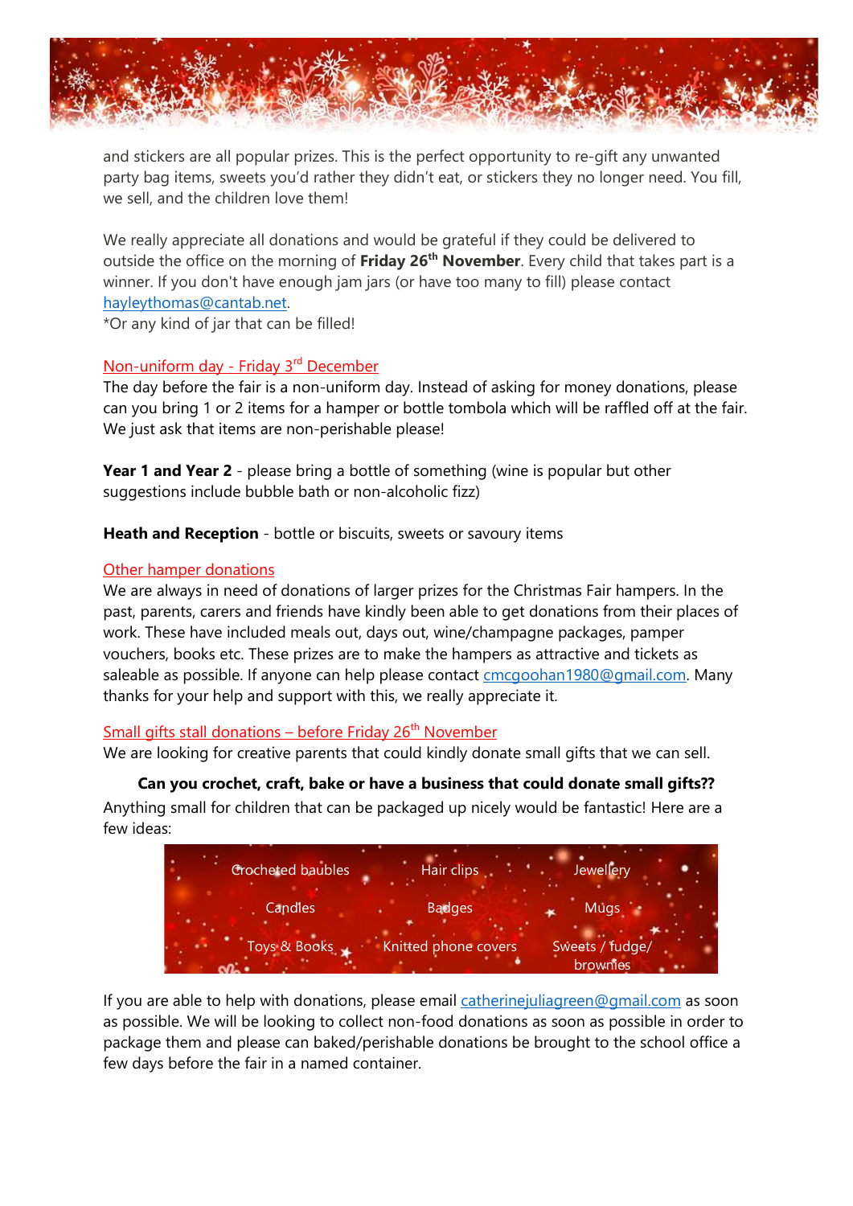and stickers are all popular prizes. This is the perfect opportunity to re-gift any unwanted party bag items, sweets you'd rather they didn't eat, or stickers they no longer need. You fill, we sell, and the children love them!

We really appreciate all donations and would be grateful if they could be delivered to outside the office on the morning of **Friday 26th November**. Every child that takes part is a winner. If you don't have enough jam jars (or have too many to fill) please contact hayleythomas@cantab.net.
*Or any kind of jar that can be filled!

## Non-uniform day - Friday 3rd December

The day before the fair is a non-uniform day. Instead of asking for money donations, please can you bring 1 or 2 items for a hamper or bottle tombola which will be raffled off at the fair. We just ask that items are non-perishable please!

**Year 1 and Year 2** - please bring a bottle of something (wine is popular but other suggestions include bubble bath or non-alcoholic fizz)

**Heath and Reception** - bottle or biscuits, sweets or savoury items

## Other hamper donations

We are always in need of donations of larger prizes for the Christmas Fair hampers. In the past, parents, carers and friends have kindly been able to get donations from their places of work. These have included meals out, days out, wine/champagne packages, pamper vouchers, books etc. These prizes are to make the hampers as attractive and tickets as saleable as possible. If anyone can help please contact cmcgoohan1980@gmail.com. Many thanks for your help and support with this, we really appreciate it.

## Small gifts stall donations – before Friday 26th November

We are looking for creative parents that could kindly donate small gifts that we can sell.

**Can you crochet, craft, bake or have a business that could donate small gifts??**

Anything small for children that can be packaged up nicely would be fantastic! Here are a few ideas:

| | | |
|---|---|---|
| Crocheted baubles | Hair clips | Jewellery |
| Candles | Badges | Mugs |
| Toys & Books | Knitted phone covers | Sweets / fudge/ brownies |

If you are able to help with donations, please email catherinejuliagreen@gmail.com as soon as possible. We will be looking to collect non-food donations as soon as possible in order to package them and please can baked/perishable donations be brought to the school office a few days before the fair in a named container.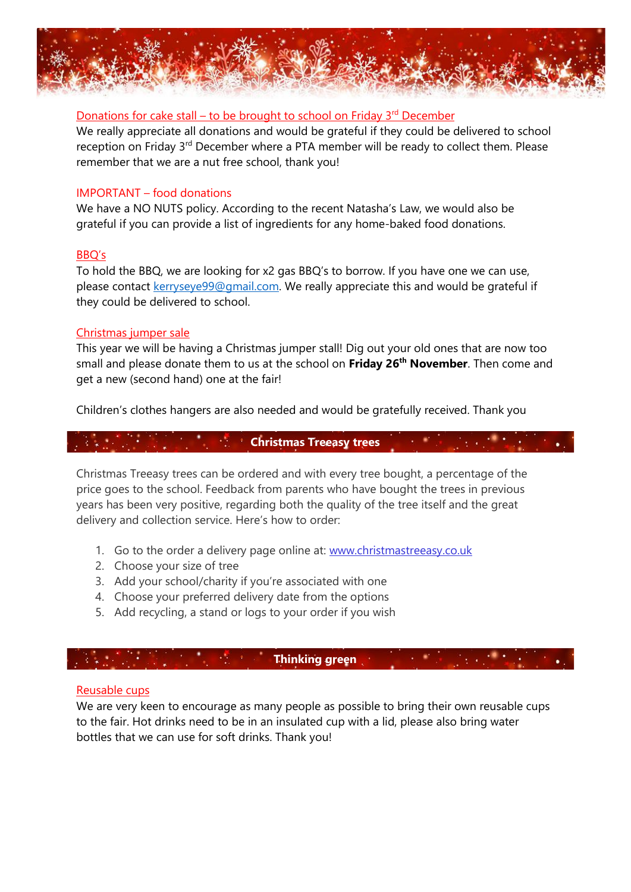### Donations for cake stall – to be brought to school on Friday 3rd December

We really appreciate all donations and would be grateful if they could be delivered to school reception on Friday 3rd December where a PTA member will be ready to collect them. Please remember that we are a nut free school, thank you!

### IMPORTANT – food donations

We have a NO NUTS policy. According to the recent Natasha's Law, we would also be grateful if you can provide a list of ingredients for any home-baked food donations.

### BBQ's

To hold the BBQ, we are looking for x2 gas BBQ's to borrow. If you have one we can use, please contact kerryseye99@gmail.com. We really appreciate this and would be grateful if they could be delivered to school.

### Christmas jumper sale

This year we will be having a Christmas jumper stall! Dig out your old ones that are now too small and please donate them to us at the school on **Friday 26th November**. Then come and get a new (second hand) one at the fair!

Children's clothes hangers are also needed and would be gratefully received. Thank you

## Christmas Treeasy trees

Christmas Treeasy trees can be ordered and with every tree bought, a percentage of the price goes to the school. Feedback from parents who have bought the trees in previous years has been very positive, regarding both the quality of the tree itself and the great delivery and collection service. Here's how to order:

1. Go to the order a delivery page online at: www.christmastreeasy.co.uk
2. Choose your size of tree
3. Add your school/charity if you're associated with one
4. Choose your preferred delivery date from the options
5. Add recycling, a stand or logs to your order if you wish

## Thinking green

### Reusable cups

We are very keen to encourage as many people as possible to bring their own reusable cups to the fair. Hot drinks need to be in an insulated cup with a lid, please also bring water bottles that we can use for soft drinks. Thank you!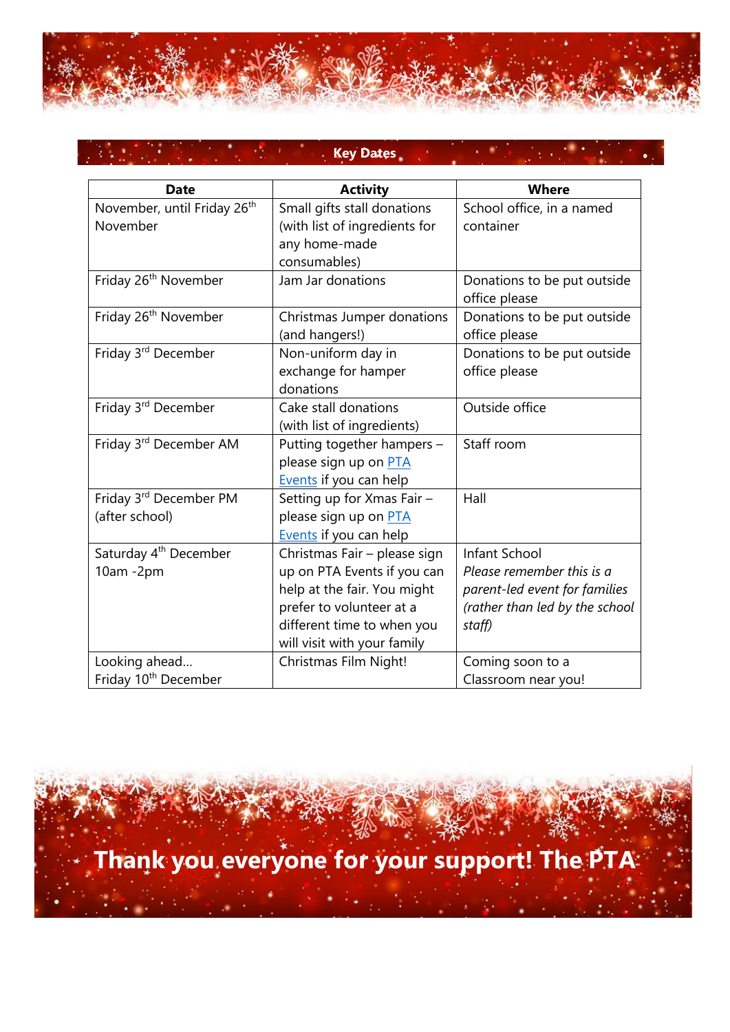## Key Dates

| Date | Activity | Where |
|---|---|---|
| November, until Friday 26th November | Small gifts stall donations (with list of ingredients for any home-made consumables) | School office, in a named container |
| Friday 26th November | Jam Jar donations | Donations to be put outside office please |
| Friday 26th November | Christmas Jumper donations (and hangers!) | Donations to be put outside office please |
| Friday 3rd December | Non-uniform day in exchange for hamper donations | Donations to be put outside office please |
| Friday 3rd December | Cake stall donations (with list of ingredients) | Outside office |
| Friday 3rd December AM | Putting together hampers – please sign up on PTA Events if you can help | Staff room |
| Friday 3rd December PM (after school) | Setting up for Xmas Fair – please sign up on PTA Events if you can help | Hall |
| Saturday 4th December 10am -2pm | Christmas Fair – please sign up on PTA Events if you can help at the fair. You might prefer to volunteer at a different time to when you will visit with your family | Infant School *Please remember this is a parent-led event for families (rather than led by the school staff)* |
| Looking ahead… Friday 10th December | Christmas Film Night! | Coming soon to a Classroom near you! |

**Thank you everyone for your support! The PTA**